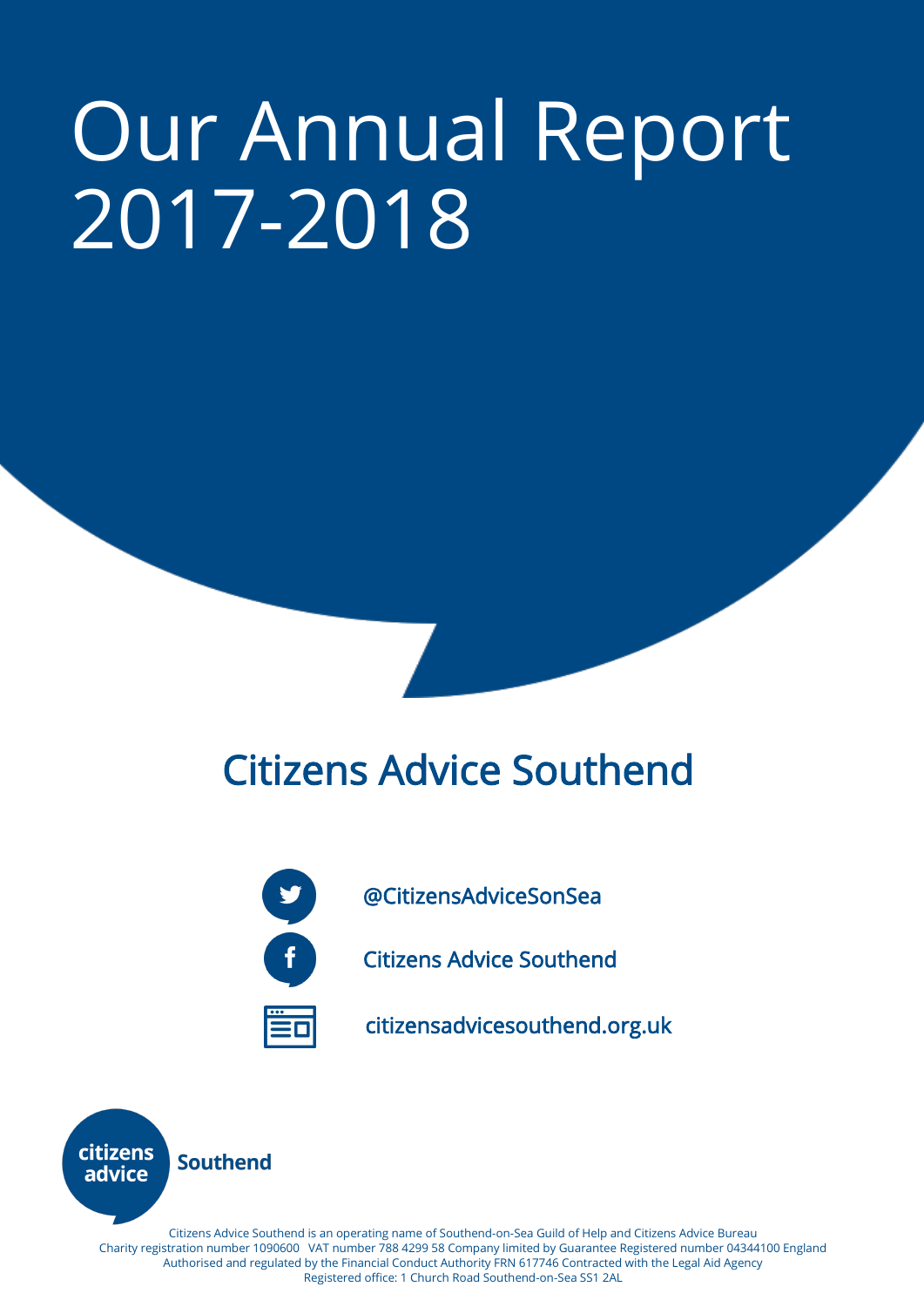# Our Annual Report 2017-2018

## Citizens Advice Southend

@CitizensAdviceSonSea

Citizens Advice Southend

citizensadvicesouthend.org.uk

citizens advice Southend

Citizens Advice Southend is an operating name of Southend-on-Sea Guild of Help and Citizens Advice Bureau
Charity registration number 1090600 VAT number 788 4299 58 Company limited by Guarantee Registered number 04344100 England
Authorised and regulated by the Financial Conduct Authority FRN 617746 Contracted with the Legal Aid Agency
Registered office: 1 Church Road Southend-on-Sea SS1 2AL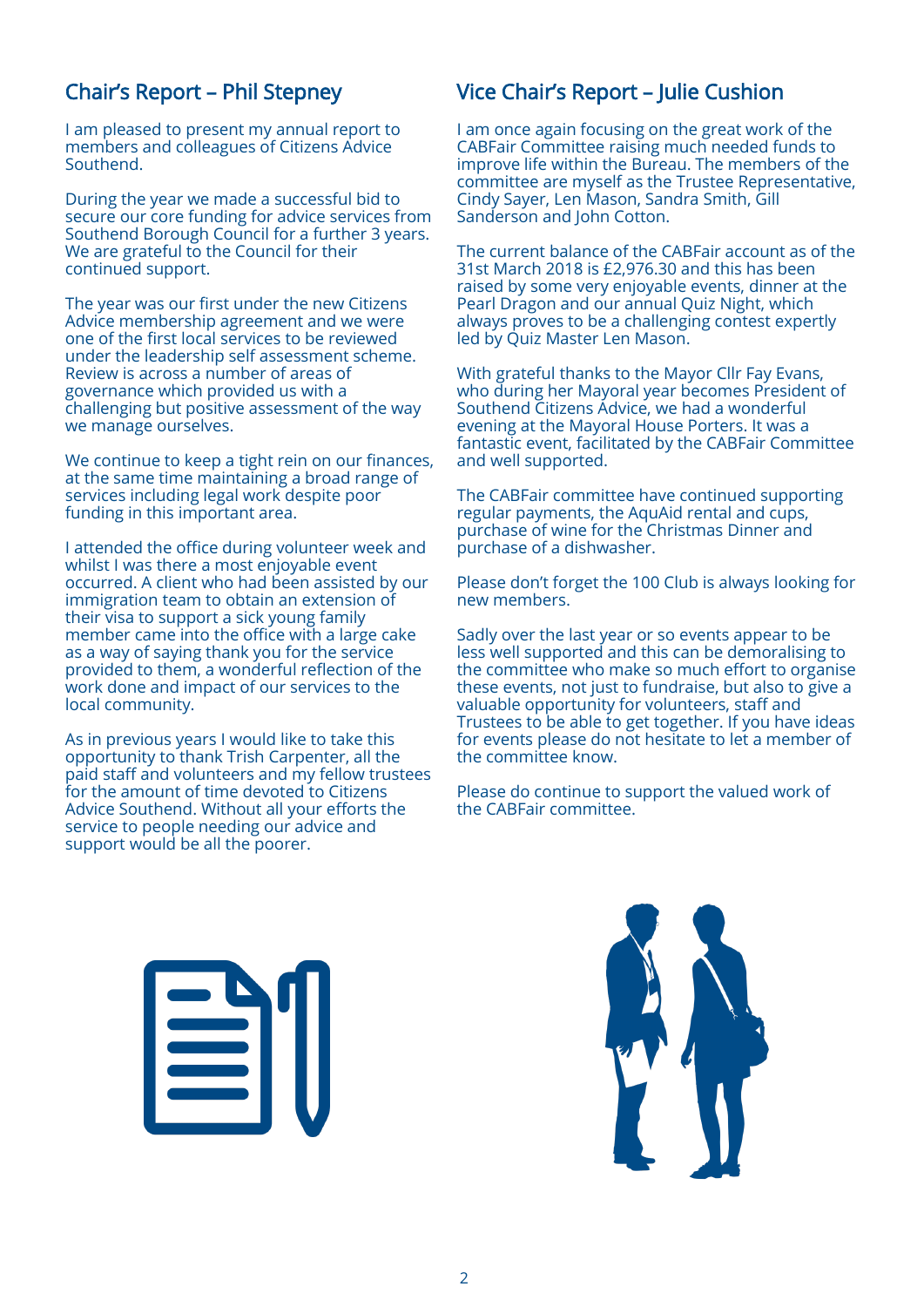## Chair's Report – Phil Stepney

I am pleased to present my annual report to members and colleagues of Citizens Advice Southend.

During the year we made a successful bid to secure our core funding for advice services from Southend Borough Council for a further 3 years. We are grateful to the Council for their continued support.

The year was our first under the new Citizens Advice membership agreement and we were one of the first local services to be reviewed under the leadership self assessment scheme. Review is across a number of areas of governance which provided us with a challenging but positive assessment of the way we manage ourselves.

We continue to keep a tight rein on our finances, at the same time maintaining a broad range of services including legal work despite poor funding in this important area.

I attended the office during volunteer week and whilst I was there a most enjoyable event occurred. A client who had been assisted by our immigration team to obtain an extension of their visa to support a sick young family member came into the office with a large cake as a way of saying thank you for the service provided to them, a wonderful reflection of the work done and impact of our services to the local community.

As in previous years I would like to take this opportunity to thank Trish Carpenter, all the paid staff and volunteers and my fellow trustees for the amount of time devoted to Citizens Advice Southend. Without all your efforts the service to people needing our advice and support would be all the poorer.

## Vice Chair's Report – Julie Cushion

I am once again focusing on the great work of the CABFair Committee raising much needed funds to improve life within the Bureau. The members of the committee are myself as the Trustee Representative, Cindy Sayer, Len Mason, Sandra Smith, Gill Sanderson and John Cotton.

The current balance of the CABFair account as of the 31st March 2018 is £2,976.30 and this has been raised by some very enjoyable events, dinner at the Pearl Dragon and our annual Quiz Night, which always proves to be a challenging contest expertly led by Quiz Master Len Mason.

With grateful thanks to the Mayor Cllr Fay Evans, who during her Mayoral year becomes President of Southend Citizens Advice, we had a wonderful evening at the Mayoral House Porters. It was a fantastic event, facilitated by the CABFair Committee and well supported.

The CABFair committee have continued supporting regular payments, the AquAid rental and cups, purchase of wine for the Christmas Dinner and purchase of a dishwasher.

Please don't forget the 100 Club is always looking for new members.

Sadly over the last year or so events appear to be less well supported and this can be demoralising to the committee who make so much effort to organise these events, not just to fundraise, but also to give a valuable opportunity for volunteers, staff and Trustees to be able to get together. If you have ideas for events please do not hesitate to let a member of the committee know.

Please do continue to support the valued work of the CABFair committee.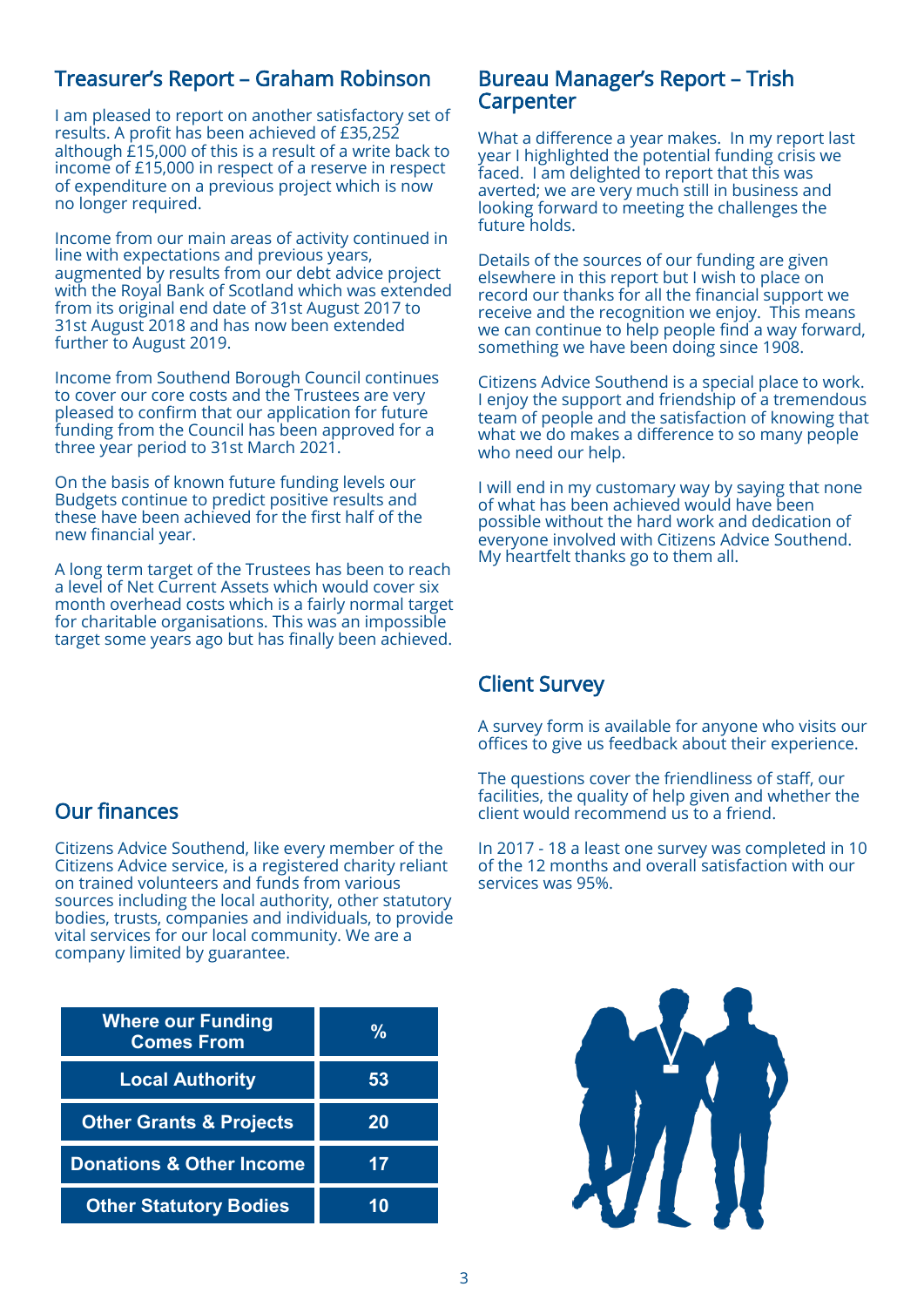## Treasurer's Report – Graham Robinson

I am pleased to report on another satisfactory set of results. A profit has been achieved of £35,252 although £15,000 of this is a result of a write back to income of £15,000 in respect of a reserve in respect of expenditure on a previous project which is now no longer required.

Income from our main areas of activity continued in line with expectations and previous years, augmented by results from our debt advice project with the Royal Bank of Scotland which was extended from its original end date of 31st August 2017 to 31st August 2018 and has now been extended further to August 2019.

Income from Southend Borough Council continues to cover our core costs and the Trustees are very pleased to confirm that our application for future funding from the Council has been approved for a three year period to 31st March 2021.

On the basis of known future funding levels our Budgets continue to predict positive results and these have been achieved for the first half of the new financial year.

A long term target of the Trustees has been to reach a level of Net Current Assets which would cover six month overhead costs which is a fairly normal target for charitable organisations. This was an impossible target some years ago but has finally been achieved.

## Our finances

Citizens Advice Southend, like every member of the Citizens Advice service, is a registered charity reliant on trained volunteers and funds from various sources including the local authority, other statutory bodies, trusts, companies and individuals, to provide vital services for our local community. We are a company limited by guarantee.

| Where our Funding Comes From | % |
|---|---|
| Local Authority | 53 |
| Other Grants & Projects | 20 |
| Donations & Other Income | 17 |
| Other Statutory Bodies | 10 |

## Bureau Manager's Report – Trish Carpenter

What a difference a year makes. In my report last year I highlighted the potential funding crisis we faced. I am delighted to report that this was averted; we are very much still in business and looking forward to meeting the challenges the future holds.

Details of the sources of our funding are given elsewhere in this report but I wish to place on record our thanks for all the financial support we receive and the recognition we enjoy. This means we can continue to help people find a way forward, something we have been doing since 1908.

Citizens Advice Southend is a special place to work. I enjoy the support and friendship of a tremendous team of people and the satisfaction of knowing that what we do makes a difference to so many people who need our help.

I will end in my customary way by saying that none of what has been achieved would have been possible without the hard work and dedication of everyone involved with Citizens Advice Southend. My heartfelt thanks go to them all.

## Client Survey

A survey form is available for anyone who visits our offices to give us feedback about their experience.

The questions cover the friendliness of staff, our facilities, the quality of help given and whether the client would recommend us to a friend.

In 2017 - 18 a least one survey was completed in 10 of the 12 months and overall satisfaction with our services was 95%.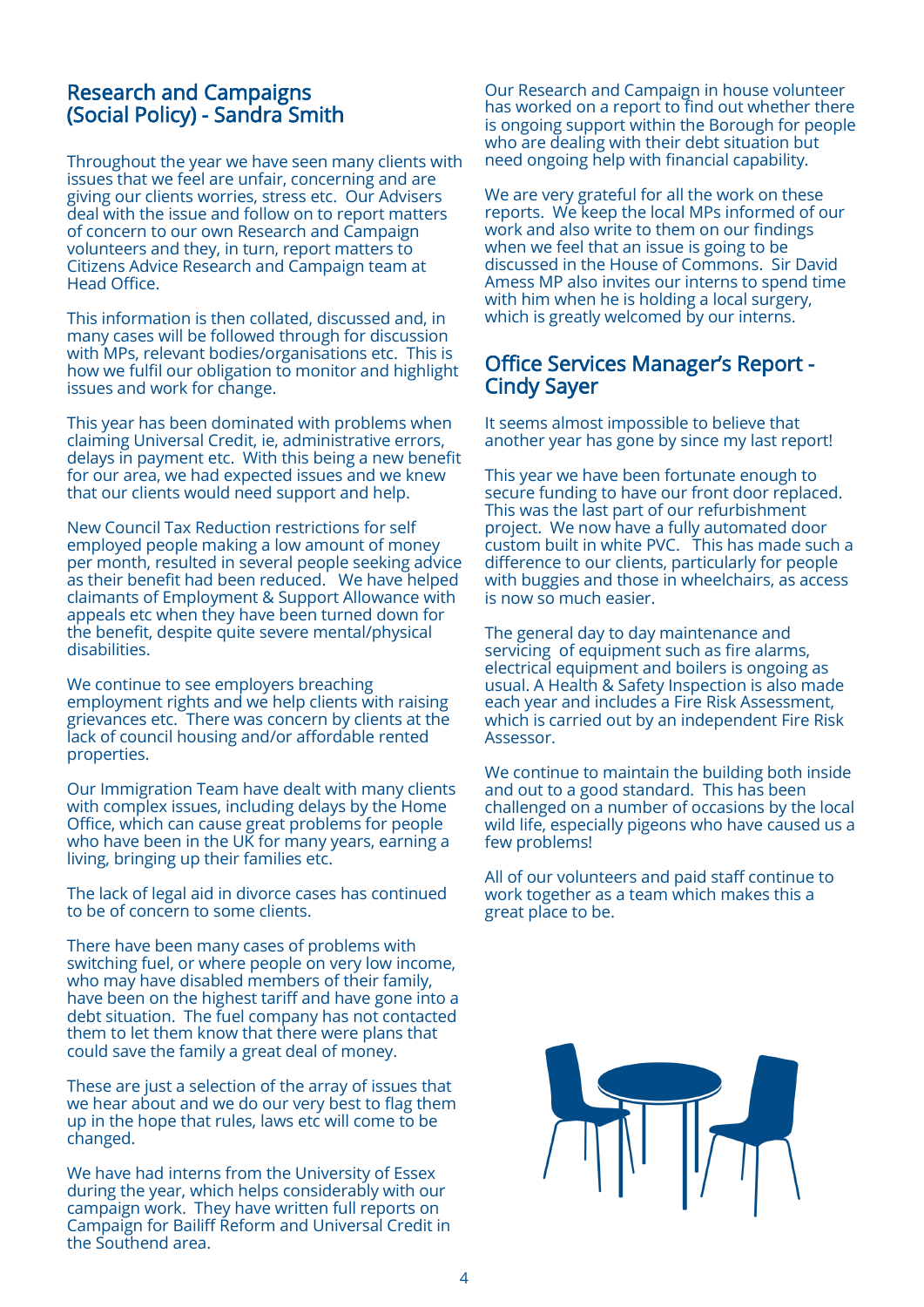## Research and Campaigns (Social Policy) - Sandra Smith

Throughout the year we have seen many clients with issues that we feel are unfair, concerning and are giving our clients worries, stress etc. Our Advisers deal with the issue and follow on to report matters of concern to our own Research and Campaign volunteers and they, in turn, report matters to Citizens Advice Research and Campaign team at Head Office.

This information is then collated, discussed and, in many cases will be followed through for discussion with MPs, relevant bodies/organisations etc. This is how we fulfil our obligation to monitor and highlight issues and work for change.

This year has been dominated with problems when claiming Universal Credit, ie, administrative errors, delays in payment etc. With this being a new benefit for our area, we had expected issues and we knew that our clients would need support and help.

New Council Tax Reduction restrictions for self employed people making a low amount of money per month, resulted in several people seeking advice as their benefit had been reduced. We have helped claimants of Employment & Support Allowance with appeals etc when they have been turned down for the benefit, despite quite severe mental/physical disabilities.

We continue to see employers breaching employment rights and we help clients with raising grievances etc. There was concern by clients at the lack of council housing and/or affordable rented properties.

Our Immigration Team have dealt with many clients with complex issues, including delays by the Home Office, which can cause great problems for people who have been in the UK for many years, earning a living, bringing up their families etc.

The lack of legal aid in divorce cases has continued to be of concern to some clients.

There have been many cases of problems with switching fuel, or where people on very low income, who may have disabled members of their family, have been on the highest tariff and have gone into a debt situation. The fuel company has not contacted them to let them know that there were plans that could save the family a great deal of money.

These are just a selection of the array of issues that we hear about and we do our very best to flag them up in the hope that rules, laws etc will come to be changed.

We have had interns from the University of Essex during the year, which helps considerably with our campaign work. They have written full reports on Campaign for Bailiff Reform and Universal Credit in the Southend area.

Our Research and Campaign in house volunteer has worked on a report to find out whether there is ongoing support within the Borough for people who are dealing with their debt situation but need ongoing help with financial capability.

We are very grateful for all the work on these reports. We keep the local MPs informed of our work and also write to them on our findings when we feel that an issue is going to be discussed in the House of Commons. Sir David Amess MP also invites our interns to spend time with him when he is holding a local surgery, which is greatly welcomed by our interns.

## Office Services Manager's Report - Cindy Sayer

It seems almost impossible to believe that another year has gone by since my last report!

This year we have been fortunate enough to secure funding to have our front door replaced. This was the last part of our refurbishment project. We now have a fully automated door custom built in white PVC. This has made such a difference to our clients, particularly for people with buggies and those in wheelchairs, as access is now so much easier.

The general day to day maintenance and servicing of equipment such as fire alarms, electrical equipment and boilers is ongoing as usual. A Health & Safety Inspection is also made each year and includes a Fire Risk Assessment, which is carried out by an independent Fire Risk Assessor.

We continue to maintain the building both inside and out to a good standard. This has been challenged on a number of occasions by the local wild life, especially pigeons who have caused us a few problems!

All of our volunteers and paid staff continue to work together as a team which makes this a great place to be.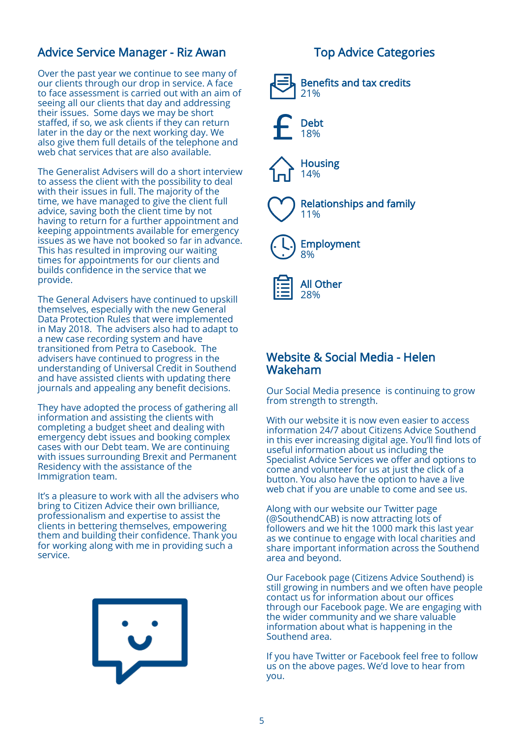## Advice Service Manager - Riz Awan

Over the past year we continue to see many of our clients through our drop in service. A face to face assessment is carried out with an aim of seeing all our clients that day and addressing their issues. Some days we may be short staffed, if so, we ask clients if they can return later in the day or the next working day. We also give them full details of the telephone and web chat services that are also available.

The Generalist Advisers will do a short interview to assess the client with the possibility to deal with their issues in full. The majority of the time, we have managed to give the client full advice, saving both the client time by not having to return for a further appointment and keeping appointments available for emergency issues as we have not booked so far in advance. This has resulted in improving our waiting times for appointments for our clients and builds confidence in the service that we provide.

The General Advisers have continued to upskill themselves, especially with the new General Data Protection Rules that were implemented in May 2018. The advisers also had to adapt to a new case recording system and have transitioned from Petra to Casebook. The advisers have continued to progress in the understanding of Universal Credit in Southend and have assisted clients with updating there journals and appealing any benefit decisions.

They have adopted the process of gathering all information and assisting the clients with completing a budget sheet and dealing with emergency debt issues and booking complex cases with our Debt team. We are continuing with issues surrounding Brexit and Permanent Residency with the assistance of the Immigration team.

It's a pleasure to work with all the advisers who bring to Citizen Advice their own brilliance, professionalism and expertise to assist the clients in bettering themselves, empowering them and building their confidence. Thank you for working along with me in providing such a service.

## Top Advice Categories

- **Benefits and tax credits** 21%
- **Debt** 18%
- **Housing** 14%
- **Relationships and family** 11%
- **Employment** 8%
- **All Other** 28%

## Website & Social Media - Helen Wakeham

Our Social Media presence is continuing to grow from strength to strength.

With our website it is now even easier to access information 24/7 about Citizens Advice Southend in this ever increasing digital age. You'll find lots of useful information about us including the Specialist Advice Services we offer and options to come and volunteer for us at just the click of a button. You also have the option to have a live web chat if you are unable to come and see us.

Along with our website our Twitter page (@SouthendCAB) is now attracting lots of followers and we hit the 1000 mark this last year as we continue to engage with local charities and share important information across the Southend area and beyond.

Our Facebook page (Citizens Advice Southend) is still growing in numbers and we often have people contact us for information about our offices through our Facebook page. We are engaging with the wider community and we share valuable information about what is happening in the Southend area.

If you have Twitter or Facebook feel free to follow us on the above pages. We'd love to hear from you.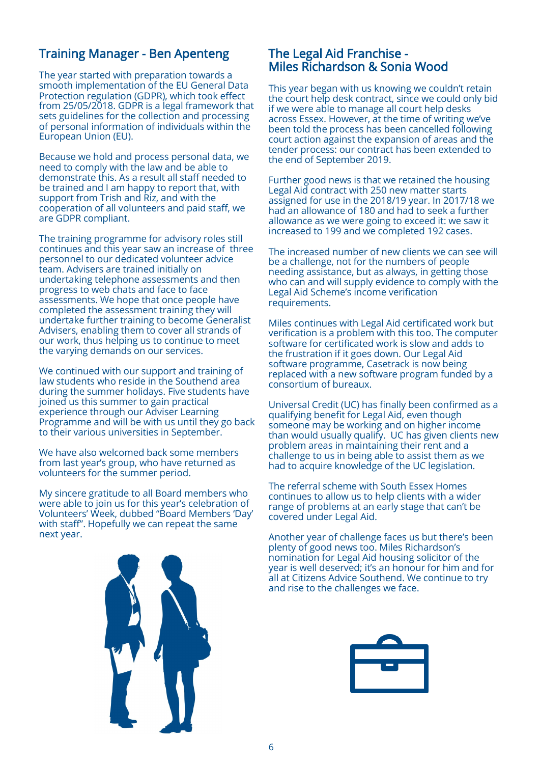## Training Manager - Ben Apenteng

The year started with preparation towards a smooth implementation of the EU General Data Protection regulation (GDPR), which took effect from 25/05/2018. GDPR is a legal framework that sets guidelines for the collection and processing of personal information of individuals within the European Union (EU).

Because we hold and process personal data, we need to comply with the law and be able to demonstrate this. As a result all staff needed to be trained and I am happy to report that, with support from Trish and Riz, and with the cooperation of all volunteers and paid staff, we are GDPR compliant.

The training programme for advisory roles still continues and this year saw an increase of three personnel to our dedicated volunteer advice team. Advisers are trained initially on undertaking telephone assessments and then progress to web chats and face to face assessments. We hope that once people have completed the assessment training they will undertake further training to become Generalist Advisers, enabling them to cover all strands of our work, thus helping us to continue to meet the varying demands on our services.

We continued with our support and training of law students who reside in the Southend area during the summer holidays. Five students have joined us this summer to gain practical experience through our Adviser Learning Programme and will be with us until they go back to their various universities in September.

We have also welcomed back some members from last year's group, who have returned as volunteers for the summer period.

My sincere gratitude to all Board members who were able to join us for this year's celebration of Volunteers' Week, dubbed "Board Members 'Day' with staff". Hopefully we can repeat the same next year.

## The Legal Aid Franchise - Miles Richardson & Sonia Wood

This year began with us knowing we couldn't retain the court help desk contract, since we could only bid if we were able to manage all court help desks across Essex. However, at the time of writing we've been told the process has been cancelled following court action against the expansion of areas and the tender process: our contract has been extended to the end of September 2019.

Further good news is that we retained the housing Legal Aid contract with 250 new matter starts assigned for use in the 2018/19 year. In 2017/18 we had an allowance of 180 and had to seek a further allowance as we were going to exceed it: we saw it increased to 199 and we completed 192 cases.

The increased number of new clients we can see will be a challenge, not for the numbers of people needing assistance, but as always, in getting those who can and will supply evidence to comply with the Legal Aid Scheme's income verification requirements.

Miles continues with Legal Aid certificated work but verification is a problem with this too. The computer software for certificated work is slow and adds to the frustration if it goes down. Our Legal Aid software programme, Casetrack is now being replaced with a new software program funded by a consortium of bureaux.

Universal Credit (UC) has finally been confirmed as a qualifying benefit for Legal Aid, even though someone may be working and on higher income than would usually qualify. UC has given clients new problem areas in maintaining their rent and a challenge to us in being able to assist them as we had to acquire knowledge of the UC legislation.

The referral scheme with South Essex Homes continues to allow us to help clients with a wider range of problems at an early stage that can't be covered under Legal Aid.

Another year of challenge faces us but there's been plenty of good news too. Miles Richardson's nomination for Legal Aid housing solicitor of the year is well deserved; it's an honour for him and for all at Citizens Advice Southend. We continue to try and rise to the challenges we face.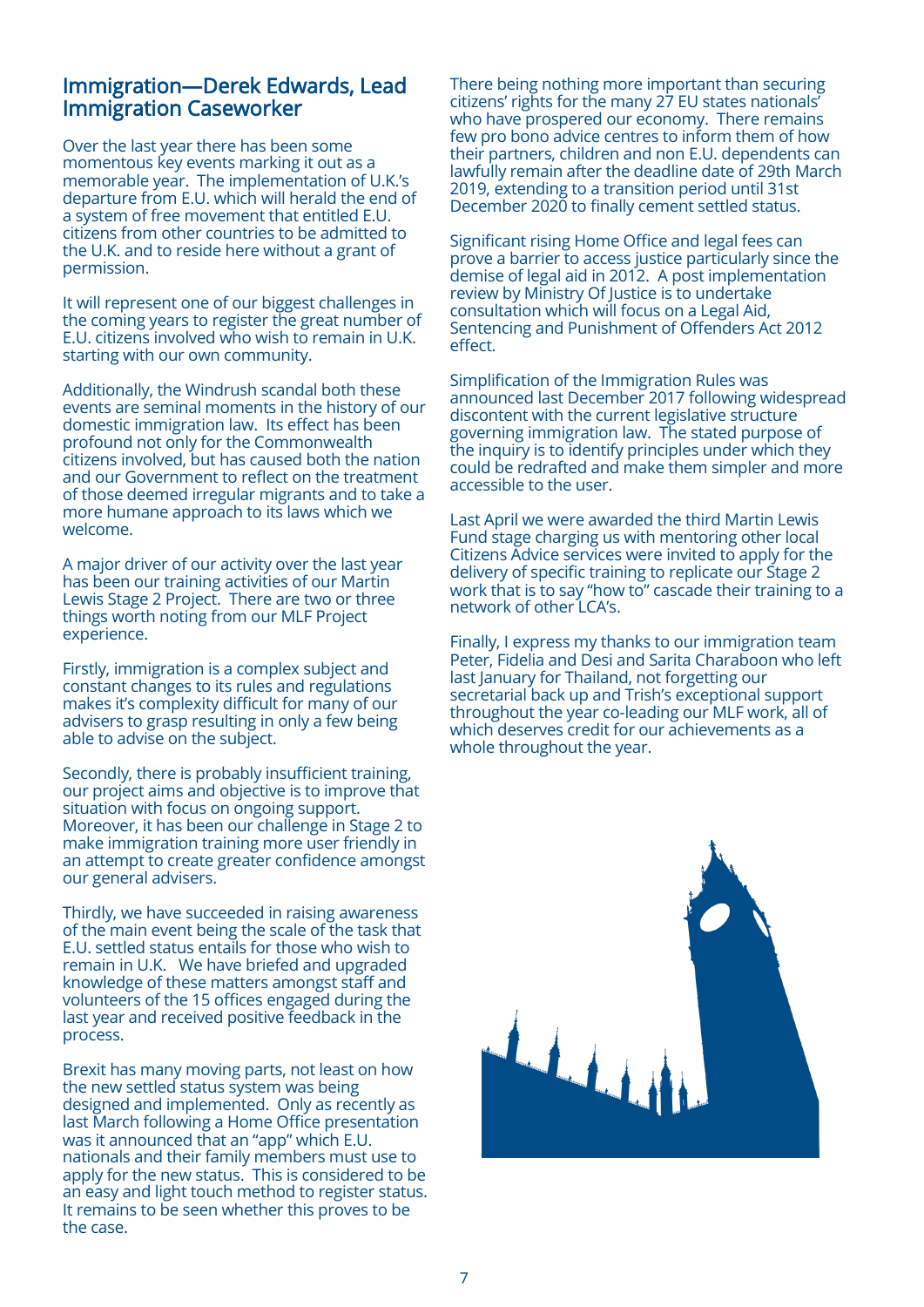## Immigration—Derek Edwards, Lead Immigration Caseworker

Over the last year there has been some momentous key events marking it out as a memorable year. The implementation of U.K.'s departure from E.U. which will herald the end of a system of free movement that entitled E.U. citizens from other countries to be admitted to the U.K. and to reside here without a grant of permission.

It will represent one of our biggest challenges in the coming years to register the great number of E.U. citizens involved who wish to remain in U.K. starting with our own community.

Additionally, the Windrush scandal both these events are seminal moments in the history of our domestic immigration law. Its effect has been profound not only for the Commonwealth citizens involved, but has caused both the nation and our Government to reflect on the treatment of those deemed irregular migrants and to take a more humane approach to its laws which we welcome.

A major driver of our activity over the last year has been our training activities of our Martin Lewis Stage 2 Project. There are two or three things worth noting from our MLF Project experience.

Firstly, immigration is a complex subject and constant changes to its rules and regulations makes it's complexity difficult for many of our advisers to grasp resulting in only a few being able to advise on the subject.

Secondly, there is probably insufficient training, our project aims and objective is to improve that situation with focus on ongoing support. Moreover, it has been our challenge in Stage 2 to make immigration training more user friendly in an attempt to create greater confidence amongst our general advisers.

Thirdly, we have succeeded in raising awareness of the main event being the scale of the task that E.U. settled status entails for those who wish to remain in U.K. We have briefed and upgraded knowledge of these matters amongst staff and volunteers of the 15 offices engaged during the last year and received positive feedback in the process.

Brexit has many moving parts, not least on how the new settled status system was being designed and implemented. Only as recently as last March following a Home Office presentation was it announced that an "app" which E.U. nationals and their family members must use to apply for the new status. This is considered to be an easy and light touch method to register status. It remains to be seen whether this proves to be the case.

There being nothing more important than securing citizens' rights for the many 27 EU states nationals' who have prospered our economy. There remains few pro bono advice centres to inform them of how their partners, children and non E.U. dependents can lawfully remain after the deadline date of 29th March 2019, extending to a transition period until 31st December 2020 to finally cement settled status.

Significant rising Home Office and legal fees can prove a barrier to access justice particularly since the demise of legal aid in 2012. A post implementation review by Ministry Of Justice is to undertake consultation which will focus on a Legal Aid, Sentencing and Punishment of Offenders Act 2012 effect.

Simplification of the Immigration Rules was announced last December 2017 following widespread discontent with the current legislative structure governing immigration law. The stated purpose of the inquiry is to identify principles under which they could be redrafted and make them simpler and more accessible to the user.

Last April we were awarded the third Martin Lewis Fund stage charging us with mentoring other local Citizens Advice services were invited to apply for the delivery of specific training to replicate our Stage 2 work that is to say "how to" cascade their training to a network of other LCA's.

Finally, I express my thanks to our immigration team Peter, Fidelia and Desi and Sarita Charaboon who left last January for Thailand, not forgetting our secretarial back up and Trish's exceptional support throughout the year co-leading our MLF work, all of which deserves credit for our achievements as a whole throughout the year.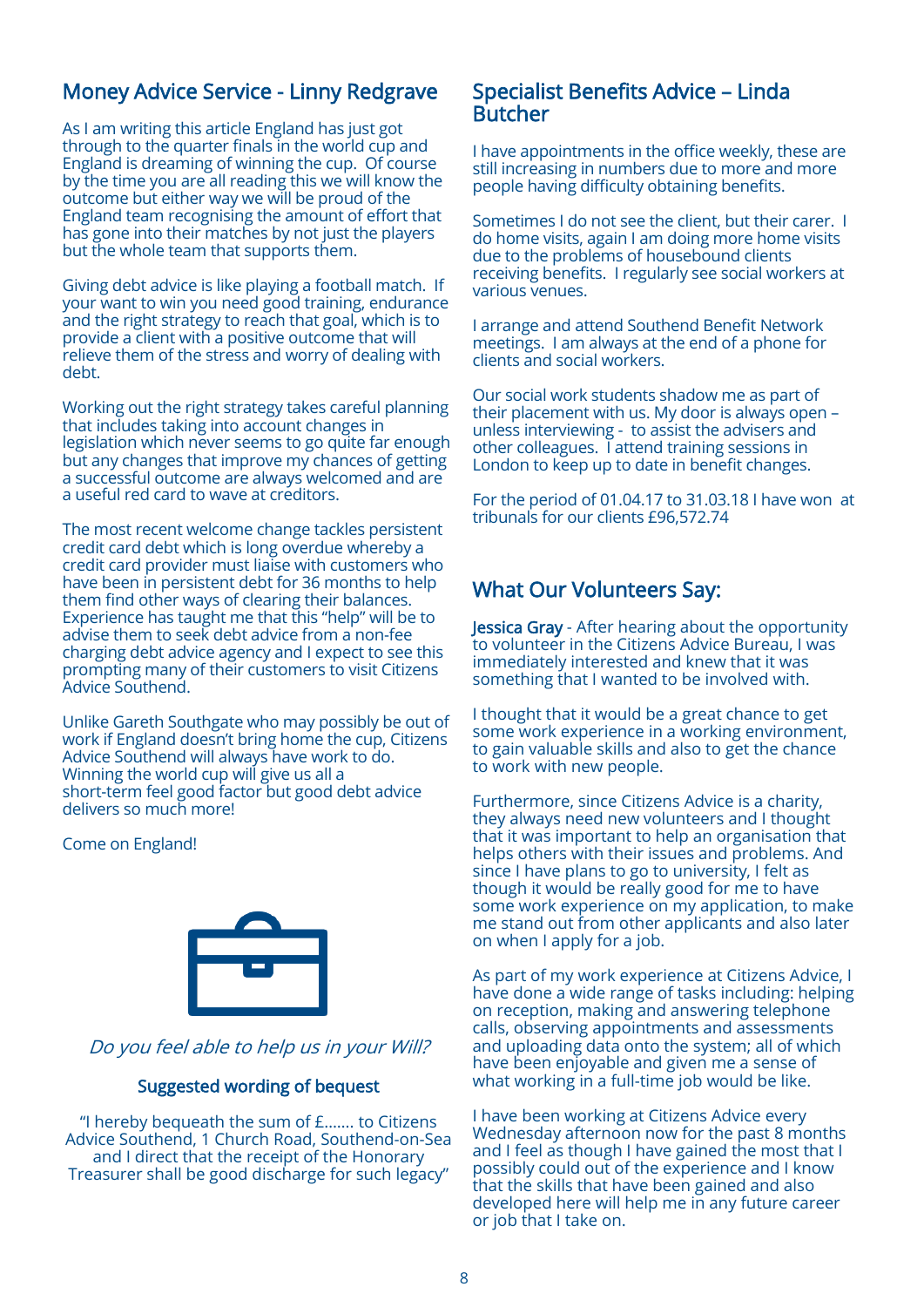## Money Advice Service - Linny Redgrave

As I am writing this article England has just got through to the quarter finals in the world cup and England is dreaming of winning the cup. Of course by the time you are all reading this we will know the outcome but either way we will be proud of the England team recognising the amount of effort that has gone into their matches by not just the players but the whole team that supports them.

Giving debt advice is like playing a football match. If your want to win you need good training, endurance and the right strategy to reach that goal, which is to provide a client with a positive outcome that will relieve them of the stress and worry of dealing with debt.

Working out the right strategy takes careful planning that includes taking into account changes in legislation which never seems to go quite far enough but any changes that improve my chances of getting a successful outcome are always welcomed and are a useful red card to wave at creditors.

The most recent welcome change tackles persistent credit card debt which is long overdue whereby a credit card provider must liaise with customers who have been in persistent debt for 36 months to help them find other ways of clearing their balances. Experience has taught me that this "help" will be to advise them to seek debt advice from a non-fee charging debt advice agency and I expect to see this prompting many of their customers to visit Citizens Advice Southend.

Unlike Gareth Southgate who may possibly be out of work if England doesn't bring home the cup, Citizens Advice Southend will always have work to do. Winning the world cup will give us all a short-term feel good factor but good debt advice delivers so much more!

Come on England!

*Do you feel able to help us in your Will?*

**Suggested wording of bequest**

"I hereby bequeath the sum of £....... to Citizens Advice Southend, 1 Church Road, Southend-on-Sea and I direct that the receipt of the Honorary Treasurer shall be good discharge for such legacy"

## Specialist Benefits Advice – Linda Butcher

I have appointments in the office weekly, these are still increasing in numbers due to more and more people having difficulty obtaining benefits.

Sometimes I do not see the client, but their carer. I do home visits, again I am doing more home visits due to the problems of housebound clients receiving benefits. I regularly see social workers at various venues.

I arrange and attend Southend Benefit Network meetings. I am always at the end of a phone for clients and social workers.

Our social work students shadow me as part of their placement with us. My door is always open – unless interviewing - to assist the advisers and other colleagues. I attend training sessions in London to keep up to date in benefit changes.

For the period of 01.04.17 to 31.03.18 I have won at tribunals for our clients £96,572.74

## What Our Volunteers Say:

**Jessica Gray** - After hearing about the opportunity to volunteer in the Citizens Advice Bureau, I was immediately interested and knew that it was something that I wanted to be involved with.

I thought that it would be a great chance to get some work experience in a working environment, to gain valuable skills and also to get the chance to work with new people.

Furthermore, since Citizens Advice is a charity, they always need new volunteers and I thought that it was important to help an organisation that helps others with their issues and problems. And since I have plans to go to university, I felt as though it would be really good for me to have some work experience on my application, to make me stand out from other applicants and also later on when I apply for a job.

As part of my work experience at Citizens Advice, I have done a wide range of tasks including: helping on reception, making and answering telephone calls, observing appointments and assessments and uploading data onto the system; all of which have been enjoyable and given me a sense of what working in a full-time job would be like.

I have been working at Citizens Advice every Wednesday afternoon now for the past 8 months and I feel as though I have gained the most that I possibly could out of the experience and I know that the skills that have been gained and also developed here will help me in any future career or job that I take on.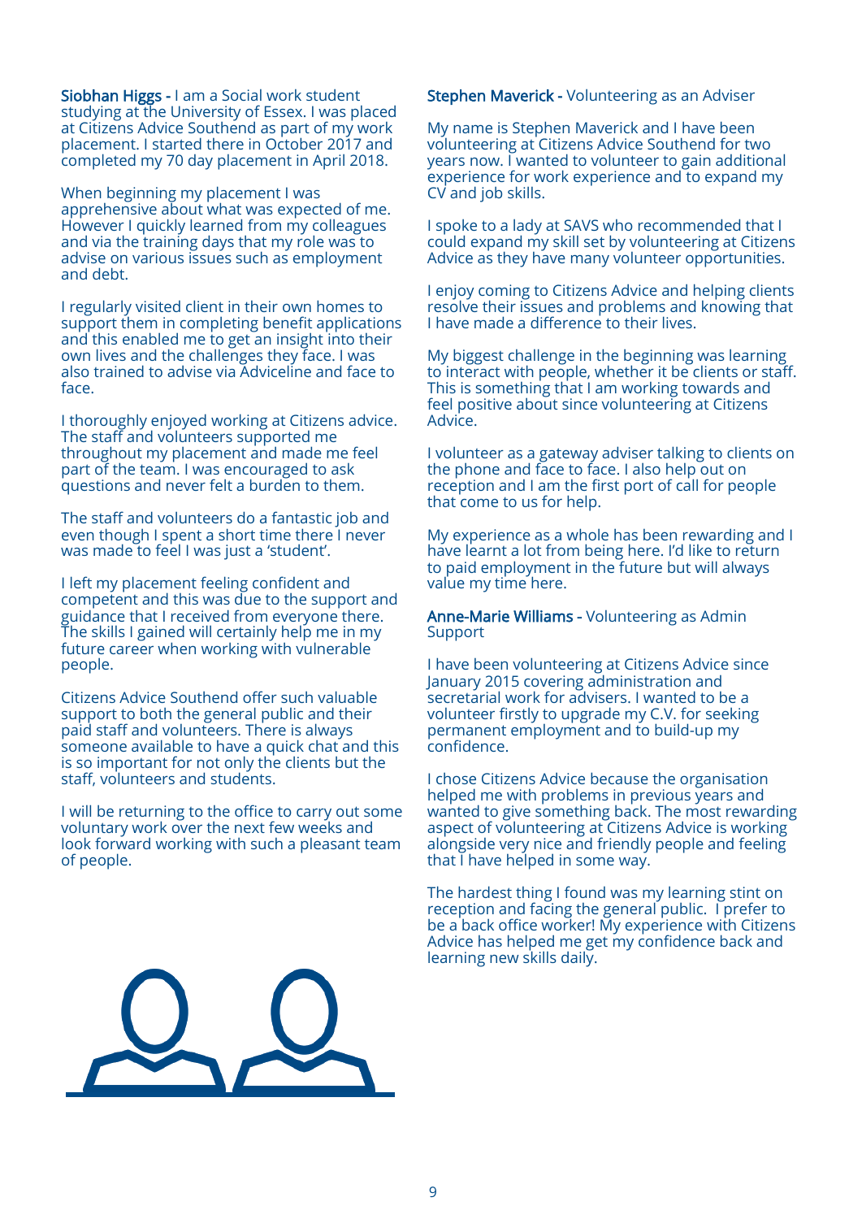**Siobhan Higgs -** I am a Social work student studying at the University of Essex. I was placed at Citizens Advice Southend as part of my work placement. I started there in October 2017 and completed my 70 day placement in April 2018.

When beginning my placement I was apprehensive about what was expected of me. However I quickly learned from my colleagues and via the training days that my role was to advise on various issues such as employment and debt.

I regularly visited client in their own homes to support them in completing benefit applications and this enabled me to get an insight into their own lives and the challenges they face. I was also trained to advise via Adviceline and face to face.

I thoroughly enjoyed working at Citizens advice. The staff and volunteers supported me throughout my placement and made me feel part of the team. I was encouraged to ask questions and never felt a burden to them.

The staff and volunteers do a fantastic job and even though I spent a short time there I never was made to feel I was just a 'student'.

I left my placement feeling confident and competent and this was due to the support and guidance that I received from everyone there. The skills I gained will certainly help me in my future career when working with vulnerable people.

Citizens Advice Southend offer such valuable support to both the general public and their paid staff and volunteers. There is always someone available to have a quick chat and this is so important for not only the clients but the staff, volunteers and students.

I will be returning to the office to carry out some voluntary work over the next few weeks and look forward working with such a pleasant team of people.

**Stephen Maverick -** Volunteering as an Adviser

My name is Stephen Maverick and I have been volunteering at Citizens Advice Southend for two years now. I wanted to volunteer to gain additional experience for work experience and to expand my CV and job skills.

I spoke to a lady at SAVS who recommended that I could expand my skill set by volunteering at Citizens Advice as they have many volunteer opportunities.

I enjoy coming to Citizens Advice and helping clients resolve their issues and problems and knowing that I have made a difference to their lives.

My biggest challenge in the beginning was learning to interact with people, whether it be clients or staff. This is something that I am working towards and feel positive about since volunteering at Citizens Advice.

I volunteer as a gateway adviser talking to clients on the phone and face to face. I also help out on reception and I am the first port of call for people that come to us for help.

My experience as a whole has been rewarding and I have learnt a lot from being here. I'd like to return to paid employment in the future but will always value my time here.

**Anne-Marie Williams -** Volunteering as Admin Support

I have been volunteering at Citizens Advice since January 2015 covering administration and secretarial work for advisers. I wanted to be a volunteer firstly to upgrade my C.V. for seeking permanent employment and to build-up my confidence.

I chose Citizens Advice because the organisation helped me with problems in previous years and wanted to give something back. The most rewarding aspect of volunteering at Citizens Advice is working alongside very nice and friendly people and feeling that I have helped in some way.

The hardest thing I found was my learning stint on reception and facing the general public. I prefer to be a back office worker! My experience with Citizens Advice has helped me get my confidence back and learning new skills daily.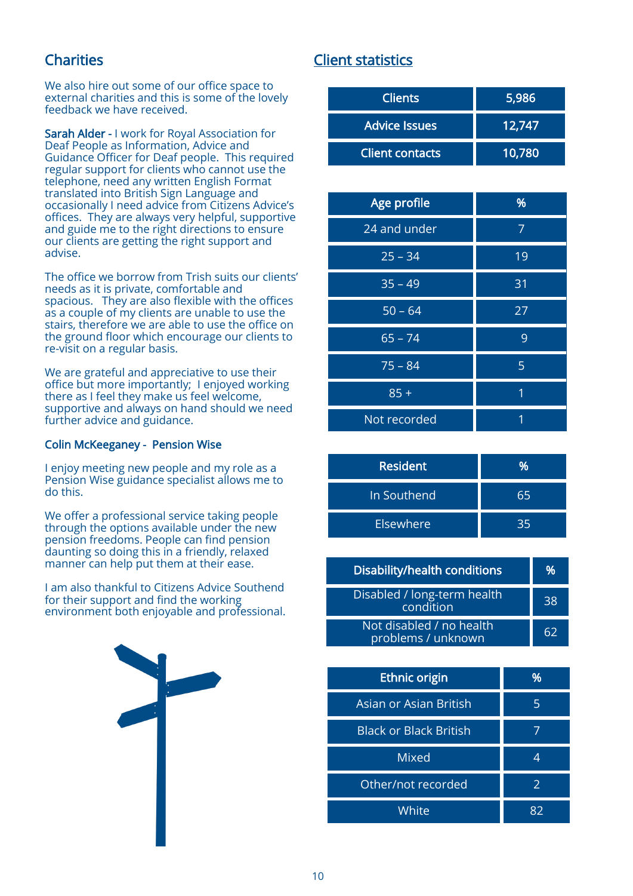## Charities

We also hire out some of our office space to external charities and this is some of the lovely feedback we have received.

**Sarah Alder -** I work for Royal Association for Deaf People as Information, Advice and Guidance Officer for Deaf people. This required regular support for clients who cannot use the telephone, need any written English Format translated into British Sign Language and occasionally I need advice from Citizens Advice's offices. They are always very helpful, supportive and guide me to the right directions to ensure our clients are getting the right support and advise.

The office we borrow from Trish suits our clients' needs as it is private, comfortable and spacious. They are also flexible with the offices as a couple of my clients are unable to use the stairs, therefore we are able to use the office on the ground floor which encourage our clients to re-visit on a regular basis.

We are grateful and appreciative to use their office but more importantly; I enjoyed working there as I feel they make us feel welcome, supportive and always on hand should we need further advice and guidance.

**Colin McKeeganey - Pension Wise**

I enjoy meeting new people and my role as a Pension Wise guidance specialist allows me to do this.

We offer a professional service taking people through the options available under the new pension freedoms. People can find pension daunting so doing this in a friendly, relaxed manner can help put them at their ease.

I am also thankful to Citizens Advice Southend for their support and find the working environment both enjoyable and professional.

## Client statistics

| Clients | 5,986 |
|---|---|
| Advice Issues | 12,747 |
| Client contacts | 10,780 |

| Age profile | % |
|---|---|
| 24 and under | 7 |
| 25 – 34 | 19 |
| 35 – 49 | 31 |
| 50 – 64 | 27 |
| 65 – 74 | 9 |
| 75 – 84 | 5 |
| 85 + | 1 |
| Not recorded | 1 |

| Resident | % |
|---|---|
| In Southend | 65 |
| Elsewhere | 35 |

| Disability/health conditions | % |
|---|---|
| Disabled / long-term health condition | 38 |
| Not disabled / no health problems / unknown | 62 |

| Ethnic origin | % |
|---|---|
| Asian or Asian British | 5 |
| Black or Black British | 7 |
| Mixed | 4 |
| Other/not recorded | 2 |
| White | 82 |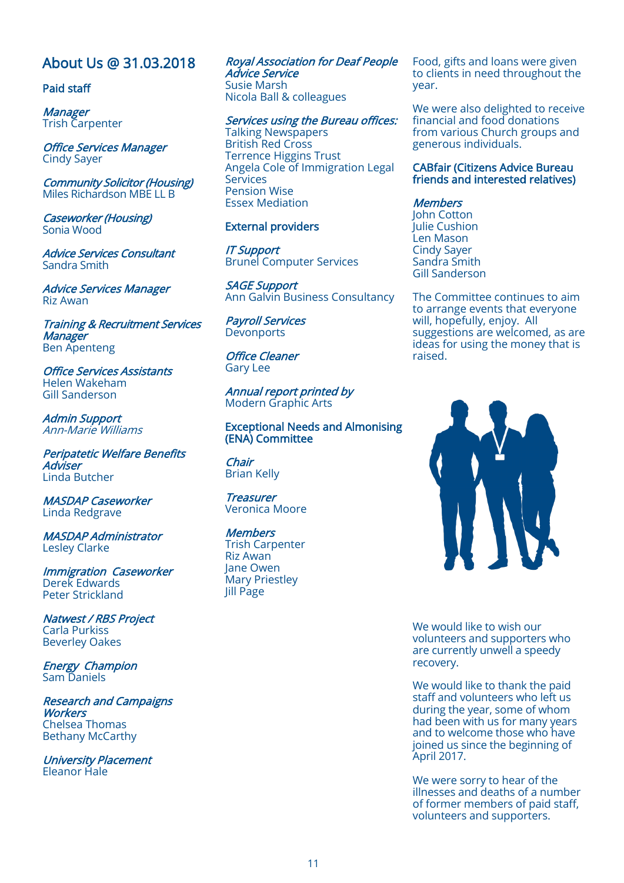## About Us @ 31.03.2018

### Paid staff

*Manager*
Trish Carpenter

*Office Services Manager*
Cindy Sayer

*Community Solicitor (Housing)*
Miles Richardson MBE LL B

*Caseworker (Housing)*
Sonia Wood

*Advice Services Consultant*
Sandra Smith

*Advice Services Manager*
Riz Awan

*Training & Recruitment Services Manager*
Ben Apenteng

*Office Services Assistants*
Helen Wakeham
Gill Sanderson

*Admin Support*
*Ann-Marie Williams*

*Peripatetic Welfare Benefits Adviser*
Linda Butcher

*MASDAP Caseworker*
Linda Redgrave

*MASDAP Administrator*
Lesley Clarke

*Immigration Caseworker*
Derek Edwards
Peter Strickland

*Natwest / RBS Project*
Carla Purkiss
Beverley Oakes

*Energy Champion*
Sam Daniels

*Research and Campaigns Workers*
Chelsea Thomas
Bethany McCarthy

*University Placement*
Eleanor Hale

*Royal Association for Deaf People Advice Service*
Susie Marsh
Nicola Ball & colleagues

*Services using the Bureau offices:*
Talking Newspapers
British Red Cross
Terrence Higgins Trust
Angela Cole of Immigration Legal Services
Pension Wise
Essex Mediation

### External providers

*IT Support*
Brunel Computer Services

*SAGE Support*
Ann Galvin Business Consultancy

*Payroll Services*
Devonports

*Office Cleaner*
Gary Lee

*Annual report printed by*
Modern Graphic Arts

### Exceptional Needs and Almonising (ENA) Committee

*Chair*
Brian Kelly

*Treasurer*
Veronica Moore

*Members*
Trish Carpenter
Riz Awan
Jane Owen
Mary Priestley
Jill Page

Food, gifts and loans were given to clients in need throughout the year.

We were also delighted to receive financial and food donations from various Church groups and generous individuals.

### CABfair (Citizens Advice Bureau friends and interested relatives)

*Members*
John Cotton
Julie Cushion
Len Mason
Cindy Sayer
Sandra Smith
Gill Sanderson

The Committee continues to aim to arrange events that everyone will, hopefully, enjoy. All suggestions are welcomed, as are ideas for using the money that is raised.

We would like to wish our volunteers and supporters who are currently unwell a speedy recovery.

We would like to thank the paid staff and volunteers who left us during the year, some of whom had been with us for many years and to welcome those who have joined us since the beginning of April 2017.

We were sorry to hear of the illnesses and deaths of a number of former members of paid staff, volunteers and supporters.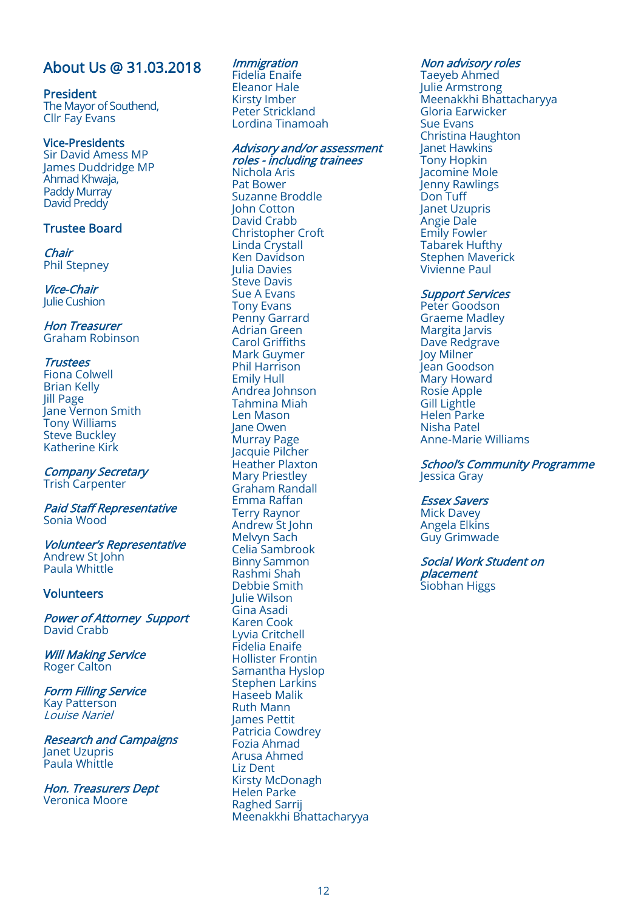## About Us @ 31.03.2018

### President

The Mayor of Southend,
Cllr Fay Evans

### Vice-Presidents

Sir David Amess MP
James Duddridge MP
Ahmad Khwaja,
Paddy Murray
David Preddy

### Trustee Board

*Chair*
Phil Stepney

*Vice-Chair*
Julie Cushion

*Hon Treasurer*
Graham Robinson

*Trustees*
Fiona Colwell
Brian Kelly
Jill Page
Jane Vernon Smith
Tony Williams
Steve Buckley
Katherine Kirk

*Company Secretary*
Trish Carpenter

*Paid Staff Representative*
Sonia Wood

*Volunteer's Representative*
Andrew St John
Paula Whittle

### Volunteers

*Power of Attorney Support*
David Crabb

*Will Making Service*
Roger Calton

*Form Filling Service*
Kay Patterson
*Louise Nariel*

*Research and Campaigns*
Janet Uzupris
Paula Whittle

*Hon. Treasurers Dept*
Veronica Moore

*Immigration*
Fidelia Enaife
Eleanor Hale
Kirsty Imber
Peter Strickland
Lordina Tinamoah

*Advisory and/or assessment roles - including trainees*
Nichola Aris
Pat Bower
Suzanne Broddle
John Cotton
David Crabb
Christopher Croft
Linda Crystall
Ken Davidson
Julia Davies
Steve Davis
Sue A Evans
Tony Evans
Penny Garrard
Adrian Green
Carol Griffiths
Mark Guymer
Phil Harrison
Emily Hull
Andrea Johnson
Tahmina Miah
Len Mason
Jane Owen
Murray Page
Jacquie Pilcher
Heather Plaxton
Mary Priestley
Graham Randall
Emma Raffan
Terry Raynor
Andrew St John
Melvyn Sach
Celia Sambrook
Binny Sammon
Rashmi Shah
Debbie Smith
Julie Wilson
Gina Asadi
Karen Cook
Lyvia Critchell
Fidelia Enaife
Hollister Frontin
Samantha Hyslop
Stephen Larkins
Haseeb Malik
Ruth Mann
James Pettit
Patricia Cowdrey
Fozia Ahmad
Arusa Ahmed
Liz Dent
Kirsty McDonagh
Helen Parke
Raghed Sarrij
Meenakkhi Bhattacharyya

*Non advisory roles*
Taeyeb Ahmed
Julie Armstrong
Meenakkhi Bhattacharyya
Gloria Earwicker
Sue Evans
Christina Haughton
Janet Hawkins
Tony Hopkin
Jacomine Mole
Jenny Rawlings
Don Tuff
Janet Uzupris
Angie Dale
Emily Fowler
Tabarek Hufthy
Stephen Maverick
Vivienne Paul

*Support Services*
Peter Goodson
Graeme Madley
Margita Jarvis
Dave Redgrave
Joy Milner
Jean Goodson
Mary Howard
Rosie Apple
Gill Lightle
Helen Parke
Nisha Patel
Anne-Marie Williams

*School's Community Programme*
Jessica Gray

*Essex Savers*
Mick Davey
Angela Elkins
Guy Grimwade

*Social Work Student on placement*
Siobhan Higgs